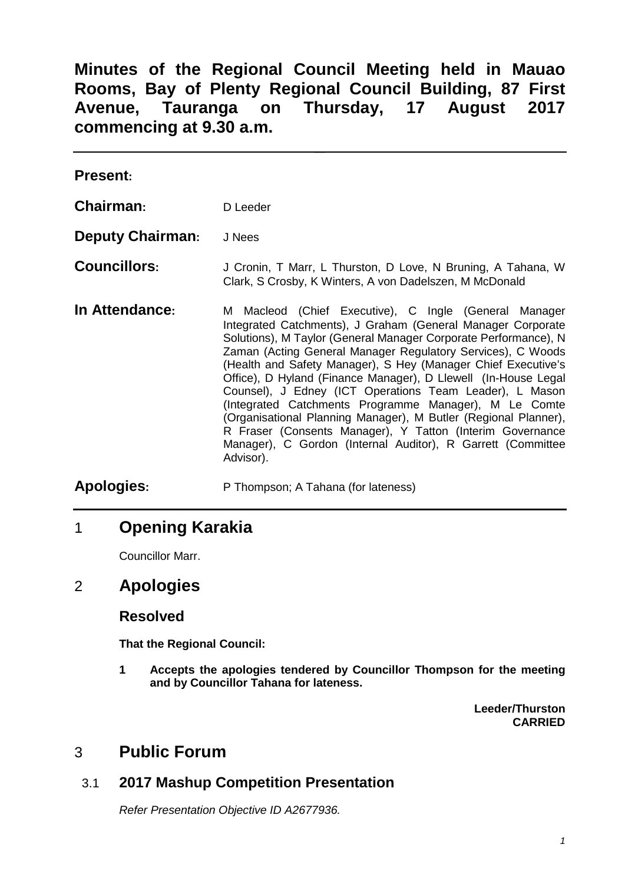# Minutes of the Regional Council Meeting held in Mauao Rooms, Bay of Plenty Regional Council Building, 87 First Avenue, Tauranga on Thursday, 17 August 2017 commencing at 9.30 a.m.

---

**Present:**

**Chairman:** D Leeder

**Deputy Chairman:** J Nees

**Councillors:** J Cronin, T Marr, L Thurston, D Love, N Bruning, A Tahana, W Clark, S Crosby, K Winters, A von Dadelszen, M McDonald

**In Attendance:** M Macleod (Chief Executive), C Ingle (General Manager Integrated Catchments), J Graham (General Manager Corporate Solutions), M Taylor (General Manager Corporate Performance), N Zaman (Acting General Manager Regulatory Services), C Woods (Health and Safety Manager), S Hey (Manager Chief Executive's Office), D Hyland (Finance Manager), D Llewell (In-House Legal Counsel), J Edney (ICT Operations Team Leader), L Mason (Integrated Catchments Programme Manager), M Le Comte (Organisational Planning Manager), M Butler (Regional Planner), R Fraser (Consents Manager), Y Tatton (Interim Governance Manager), C Gordon (Internal Auditor), R Garrett (Committee Advisor).

**Apologies:** P Thompson; A Tahana (for lateness)

---

## 1 Opening Karakia

Councillor Marr.

## 2 Apologies

### Resolved

**That the Regional Council:**

**1 Accepts the apologies tendered by Councillor Thompson for the meeting and by Councillor Tahana for lateness.**

**Leeder/Thurston**
**CARRIED**

## 3 Public Forum

### 3.1 2017 Mashup Competition Presentation

*Refer Presentation Objective ID A2677936.*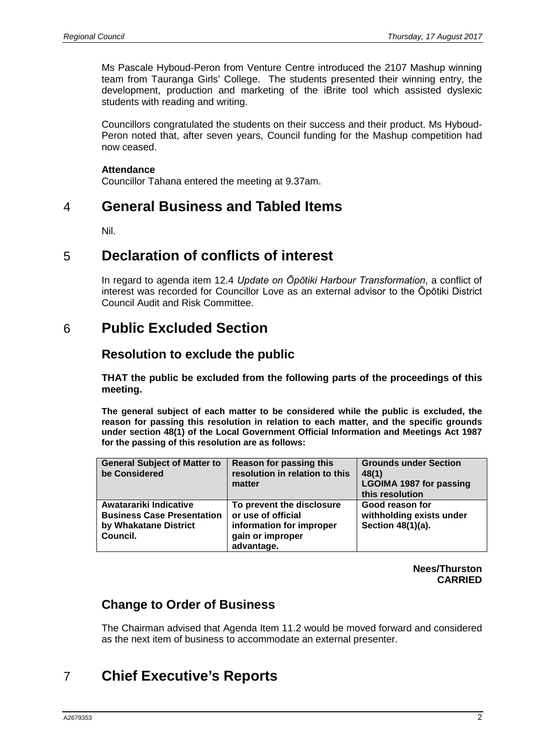Ms Pascale Hyboud-Peron from Venture Centre introduced the 2107 Mashup winning team from Tauranga Girls' College. The students presented their winning entry, the development, production and marketing of the iBrite tool which assisted dyslexic students with reading and writing.

Councillors congratulated the students on their success and their product. Ms Hyboud-Peron noted that, after seven years, Council funding for the Mashup competition had now ceased.

**Attendance**
Councillor Tahana entered the meeting at 9.37am.

# 4 General Business and Tabled Items

Nil.

# 5 Declaration of conflicts of interest

In regard to agenda item 12.4 *Update on Ōpōtiki Harbour Transformation*, a conflict of interest was recorded for Councillor Love as an external advisor to the Ōpōtiki District Council Audit and Risk Committee.

# 6 Public Excluded Section

## Resolution to exclude the public

**THAT the public be excluded from the following parts of the proceedings of this meeting.**

**The general subject of each matter to be considered while the public is excluded, the reason for passing this resolution in relation to each matter, and the specific grounds under section 48(1) of the Local Government Official Information and Meetings Act 1987 for the passing of this resolution are as follows:**

| General Subject of Matter to be Considered | Reason for passing this resolution in relation to this matter | Grounds under Section 48(1) LGOIMA 1987 for passing this resolution |
|---|---|---|
| **Awatarariki Indicative Business Case Presentation by Whakatane District Council.** | **To prevent the disclosure or use of official information for improper gain or improper advantage.** | **Good reason for withholding exists under Section 48(1)(a).** |

**Nees/Thurston**
**CARRIED**

## Change to Order of Business

The Chairman advised that Agenda Item 11.2 would be moved forward and considered as the next item of business to accommodate an external presenter.

# 7 Chief Executive's Reports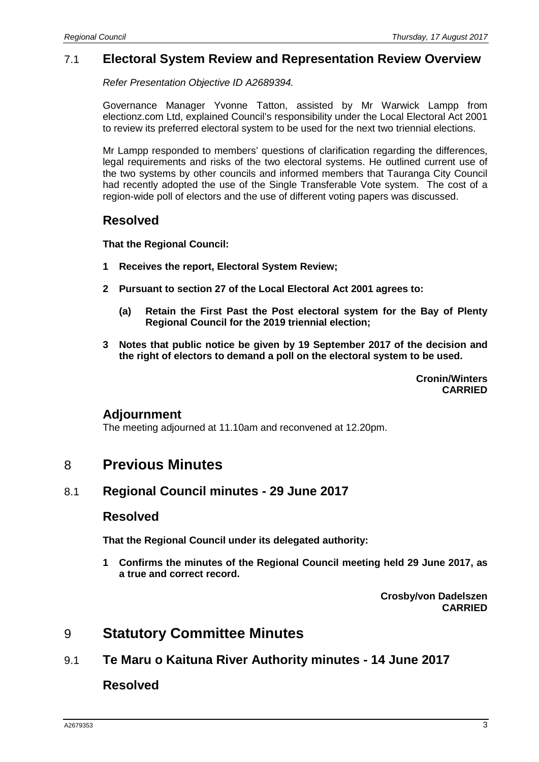## 7.1 Electoral System Review and Representation Review Overview

*Refer Presentation Objective ID A2689394.*

Governance Manager Yvonne Tatton, assisted by Mr Warwick Lampp from electionz.com Ltd, explained Council's responsibility under the Local Electoral Act 2001 to review its preferred electoral system to be used for the next two triennial elections.

Mr Lampp responded to members' questions of clarification regarding the differences, legal requirements and risks of the two electoral systems. He outlined current use of the two systems by other councils and informed members that Tauranga City Council had recently adopted the use of the Single Transferable Vote system. The cost of a region-wide poll of electors and the use of different voting papers was discussed.

### Resolved

**That the Regional Council:**

**1 Receives the report, Electoral System Review;**

**2 Pursuant to section 27 of the Local Electoral Act 2001 agrees to:**

> **(a) Retain the First Past the Post electoral system for the Bay of Plenty Regional Council for the 2019 triennial election;**

**3 Notes that public notice be given by 19 September 2017 of the decision and the right of electors to demand a poll on the electoral system to be used.**

**Cronin/Winters**
**CARRIED**

### Adjournment

The meeting adjourned at 11.10am and reconvened at 12.20pm.

# 8 Previous Minutes

## 8.1 Regional Council minutes - 29 June 2017

### Resolved

**That the Regional Council under its delegated authority:**

**1 Confirms the minutes of the Regional Council meeting held 29 June 2017, as a true and correct record.**

**Crosby/von Dadelszen**
**CARRIED**

# 9 Statutory Committee Minutes

## 9.1 Te Maru o Kaituna River Authority minutes - 14 June 2017

### Resolved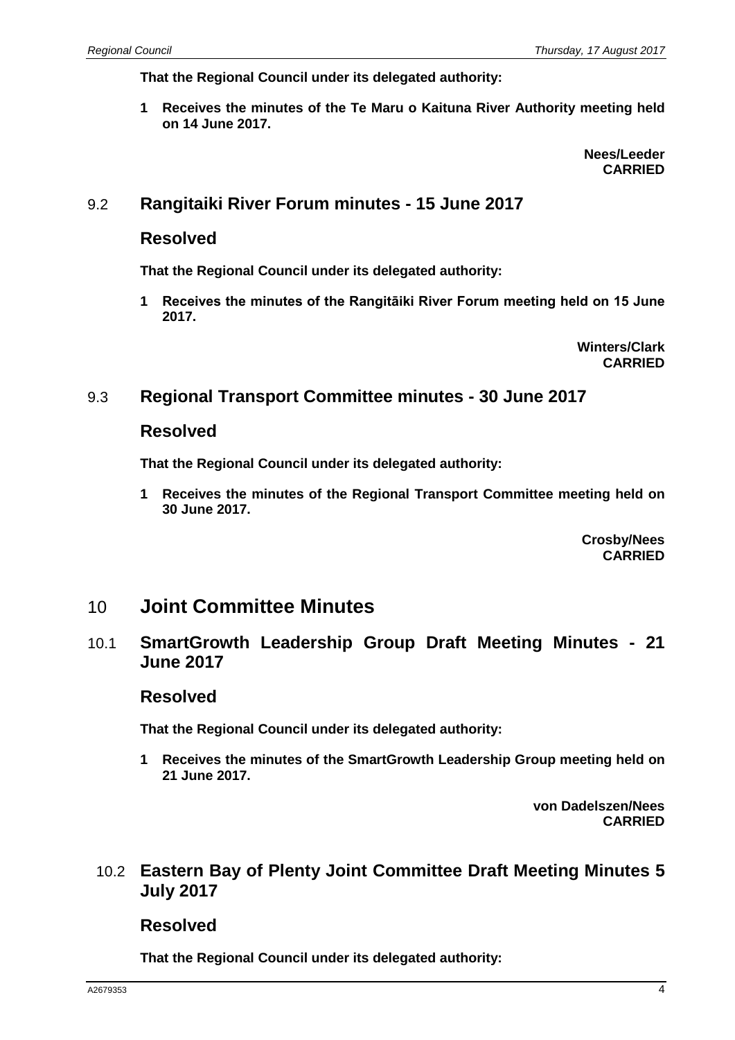**That the Regional Council under its delegated authority:**

**1 Receives the minutes of the Te Maru o Kaituna River Authority meeting held on 14 June 2017.**

**Nees/Leeder**
**CARRIED**

## 9.2 Rangitaiki River Forum minutes - 15 June 2017

### Resolved

**That the Regional Council under its delegated authority:**

**1 Receives the minutes of the Rangitāiki River Forum meeting held on 15 June 2017.**

**Winters/Clark**
**CARRIED**

## 9.3 Regional Transport Committee minutes - 30 June 2017

### Resolved

**That the Regional Council under its delegated authority:**

**1 Receives the minutes of the Regional Transport Committee meeting held on 30 June 2017.**

**Crosby/Nees**
**CARRIED**

# 10 Joint Committee Minutes

## 10.1 SmartGrowth Leadership Group Draft Meeting Minutes - 21 June 2017

### Resolved

**That the Regional Council under its delegated authority:**

**1 Receives the minutes of the SmartGrowth Leadership Group meeting held on 21 June 2017.**

**von Dadelszen/Nees**
**CARRIED**

## 10.2 Eastern Bay of Plenty Joint Committee Draft Meeting Minutes 5 July 2017

### Resolved

**That the Regional Council under its delegated authority:**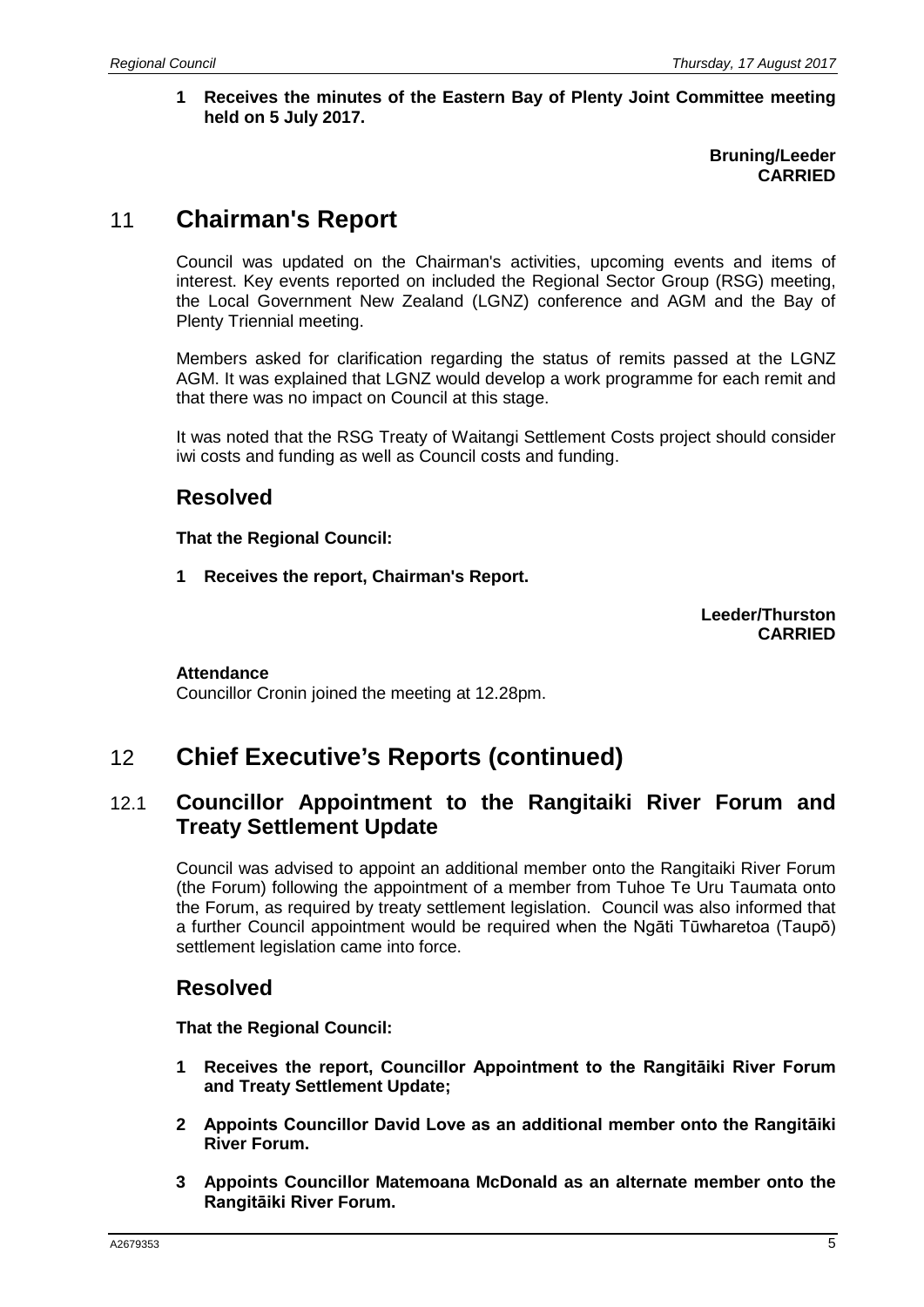**1 Receives the minutes of the Eastern Bay of Plenty Joint Committee meeting held on 5 July 2017.**

**Bruning/Leeder**
**CARRIED**

# 11 Chairman's Report

Council was updated on the Chairman's activities, upcoming events and items of interest. Key events reported on included the Regional Sector Group (RSG) meeting, the Local Government New Zealand (LGNZ) conference and AGM and the Bay of Plenty Triennial meeting.

Members asked for clarification regarding the status of remits passed at the LGNZ AGM. It was explained that LGNZ would develop a work programme for each remit and that there was no impact on Council at this stage.

It was noted that the RSG Treaty of Waitangi Settlement Costs project should consider iwi costs and funding as well as Council costs and funding.

## Resolved

**That the Regional Council:**

**1 Receives the report, Chairman's Report.**

**Leeder/Thurston**
**CARRIED**

**Attendance**
Councillor Cronin joined the meeting at 12.28pm.

# 12 Chief Executive's Reports (continued)

## 12.1 Councillor Appointment to the Rangitaiki River Forum and Treaty Settlement Update

Council was advised to appoint an additional member onto the Rangitaiki River Forum (the Forum) following the appointment of a member from Tuhoe Te Uru Taumata onto the Forum, as required by treaty settlement legislation. Council was also informed that a further Council appointment would be required when the Ngāti Tūwharetoa (Taupō) settlement legislation came into force.

## Resolved

**That the Regional Council:**

**1 Receives the report, Councillor Appointment to the Rangitāiki River Forum and Treaty Settlement Update;**

**2 Appoints Councillor David Love as an additional member onto the Rangitāiki River Forum.**

**3 Appoints Councillor Matemoana McDonald as an alternate member onto the Rangitāiki River Forum.**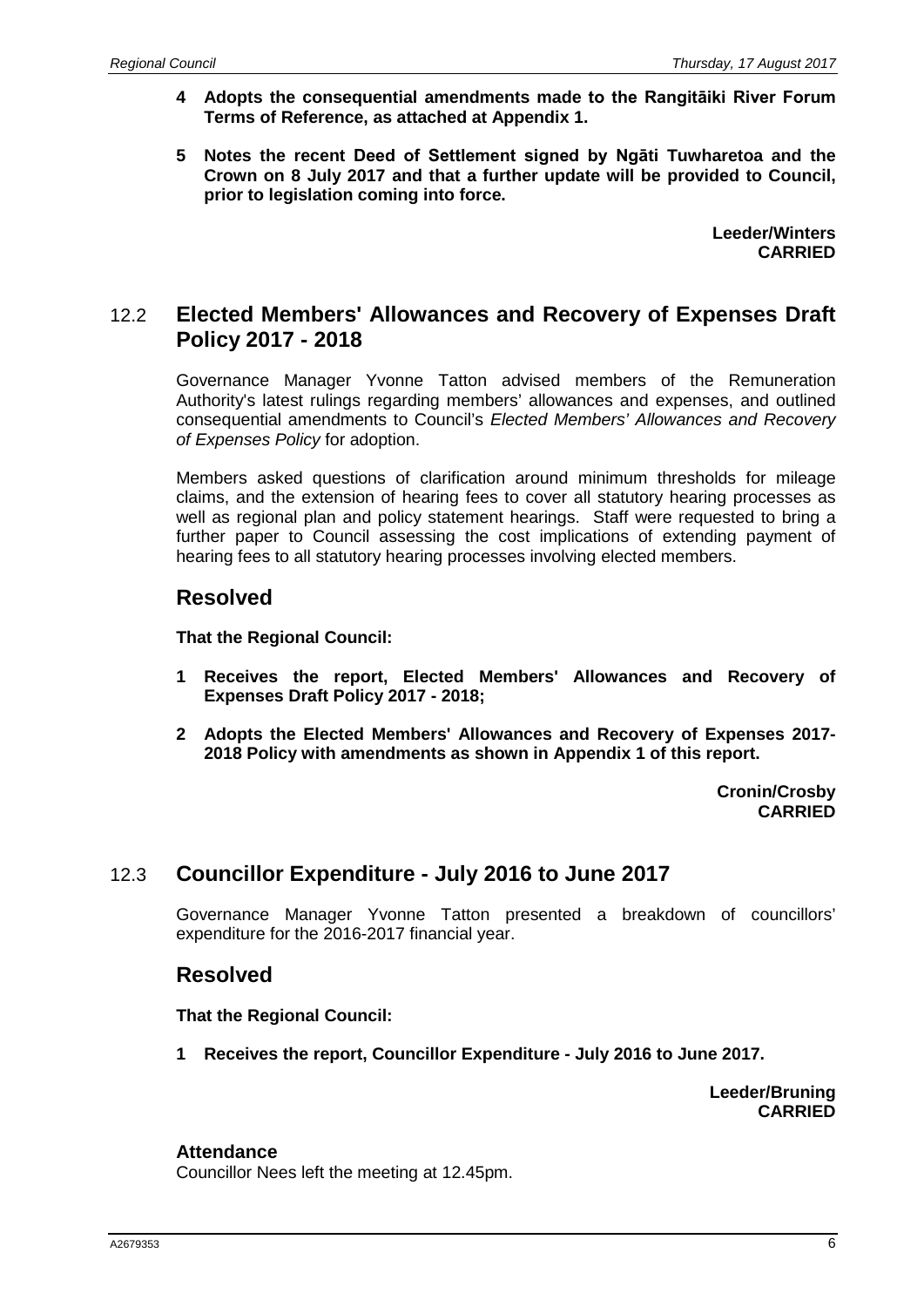**4 Adopts the consequential amendments made to the Rangitāiki River Forum Terms of Reference, as attached at Appendix 1.**

**5 Notes the recent Deed of Settlement signed by Ngāti Tuwharetoa and the Crown on 8 July 2017 and that a further update will be provided to Council, prior to legislation coming into force.**

**Leeder/Winters**
**CARRIED**

## 12.2 Elected Members' Allowances and Recovery of Expenses Draft Policy 2017 - 2018

Governance Manager Yvonne Tatton advised members of the Remuneration Authority's latest rulings regarding members' allowances and expenses, and outlined consequential amendments to Council's *Elected Members' Allowances and Recovery of Expenses Policy* for adoption.

Members asked questions of clarification around minimum thresholds for mileage claims, and the extension of hearing fees to cover all statutory hearing processes as well as regional plan and policy statement hearings. Staff were requested to bring a further paper to Council assessing the cost implications of extending payment of hearing fees to all statutory hearing processes involving elected members.

### Resolved

**That the Regional Council:**

**1 Receives the report, Elected Members' Allowances and Recovery of Expenses Draft Policy 2017 - 2018;**

**2 Adopts the Elected Members' Allowances and Recovery of Expenses 2017-2018 Policy with amendments as shown in Appendix 1 of this report.**

**Cronin/Crosby**
**CARRIED**

## 12.3 Councillor Expenditure - July 2016 to June 2017

Governance Manager Yvonne Tatton presented a breakdown of councillors' expenditure for the 2016-2017 financial year.

### Resolved

**That the Regional Council:**

**1 Receives the report, Councillor Expenditure - July 2016 to June 2017.**

**Leeder/Bruning**
**CARRIED**

**Attendance**
Councillor Nees left the meeting at 12.45pm.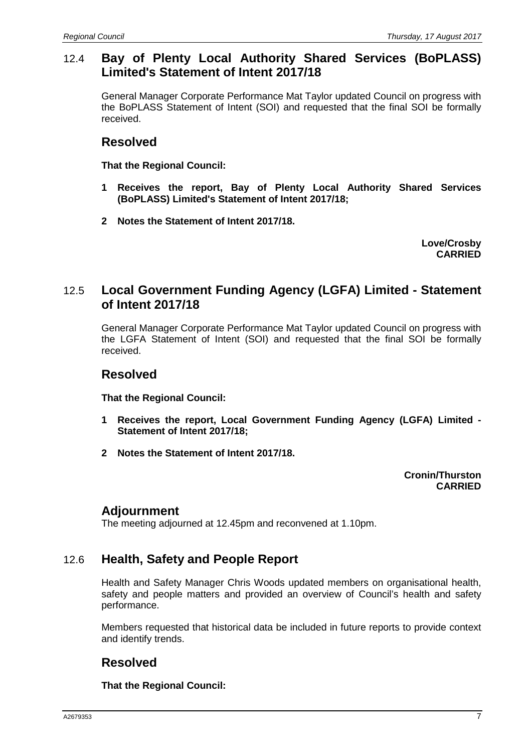## 12.4 Bay of Plenty Local Authority Shared Services (BoPLASS) Limited's Statement of Intent 2017/18

General Manager Corporate Performance Mat Taylor updated Council on progress with the BoPLASS Statement of Intent (SOI) and requested that the final SOI be formally received.

### Resolved

**That the Regional Council:**

**1 Receives the report, Bay of Plenty Local Authority Shared Services (BoPLASS) Limited's Statement of Intent 2017/18;**

**2 Notes the Statement of Intent 2017/18.**

**Love/Crosby**
**CARRIED**

## 12.5 Local Government Funding Agency (LGFA) Limited - Statement of Intent 2017/18

General Manager Corporate Performance Mat Taylor updated Council on progress with the LGFA Statement of Intent (SOI) and requested that the final SOI be formally received.

### Resolved

**That the Regional Council:**

**1 Receives the report, Local Government Funding Agency (LGFA) Limited - Statement of Intent 2017/18;**

**2 Notes the Statement of Intent 2017/18.**

**Cronin/Thurston**
**CARRIED**

### Adjournment

The meeting adjourned at 12.45pm and reconvened at 1.10pm.

## 12.6 Health, Safety and People Report

Health and Safety Manager Chris Woods updated members on organisational health, safety and people matters and provided an overview of Council's health and safety performance.

Members requested that historical data be included in future reports to provide context and identify trends.

### Resolved

**That the Regional Council:**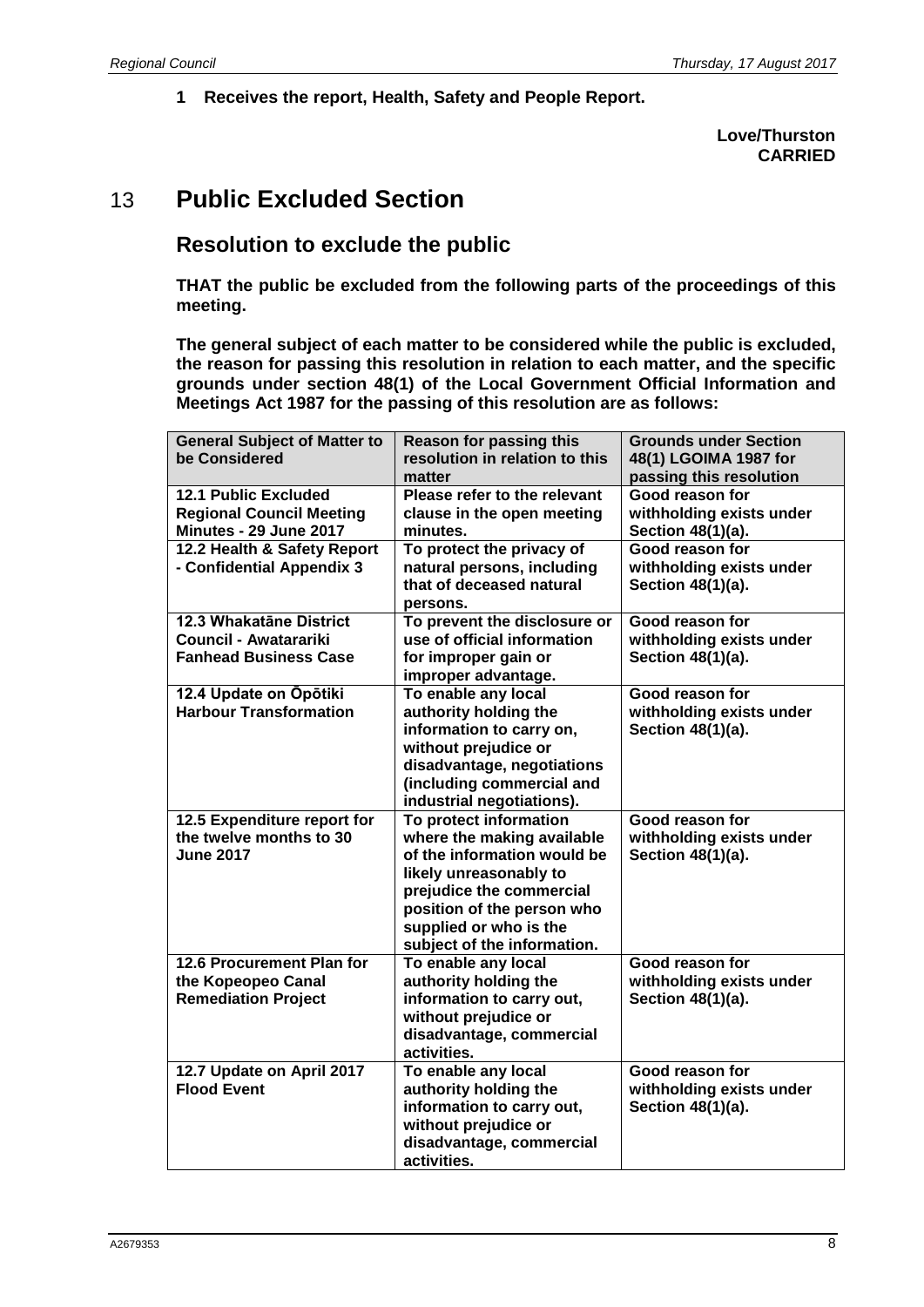**1 Receives the report, Health, Safety and People Report.**

**Love/Thurston**
**CARRIED**

# 13 Public Excluded Section

## Resolution to exclude the public

**THAT the public be excluded from the following parts of the proceedings of this meeting.**

**The general subject of each matter to be considered while the public is excluded, the reason for passing this resolution in relation to each matter, and the specific grounds under section 48(1) of the Local Government Official Information and Meetings Act 1987 for the passing of this resolution are as follows:**

| General Subject of Matter to be Considered | Reason for passing this resolution in relation to this matter | Grounds under Section 48(1) LGOIMA 1987 for passing this resolution |
|---|---|---|
| 12.1 Public Excluded Regional Council Meeting Minutes - 29 June 2017 | Please refer to the relevant clause in the open meeting minutes. | Good reason for withholding exists under Section 48(1)(a). |
| 12.2 Health & Safety Report - Confidential Appendix 3 | To protect the privacy of natural persons, including that of deceased natural persons. | Good reason for withholding exists under Section 48(1)(a). |
| 12.3 Whakatāne District Council - Awatarariki Fanhead Business Case | To prevent the disclosure or use of official information for improper gain or improper advantage. | Good reason for withholding exists under Section 48(1)(a). |
| 12.4 Update on Ōpōtiki Harbour Transformation | To enable any local authority holding the information to carry on, without prejudice or disadvantage, negotiations (including commercial and industrial negotiations). | Good reason for withholding exists under Section 48(1)(a). |
| 12.5 Expenditure report for the twelve months to 30 June 2017 | To protect information where the making available of the information would be likely unreasonably to prejudice the commercial position of the person who supplied or who is the subject of the information. | Good reason for withholding exists under Section 48(1)(a). |
| 12.6 Procurement Plan for the Kopeopeo Canal Remediation Project | To enable any local authority holding the information to carry out, without prejudice or disadvantage, commercial activities. | Good reason for withholding exists under Section 48(1)(a). |
| 12.7 Update on April 2017 Flood Event | To enable any local authority holding the information to carry out, without prejudice or disadvantage, commercial activities. | Good reason for withholding exists under Section 48(1)(a). |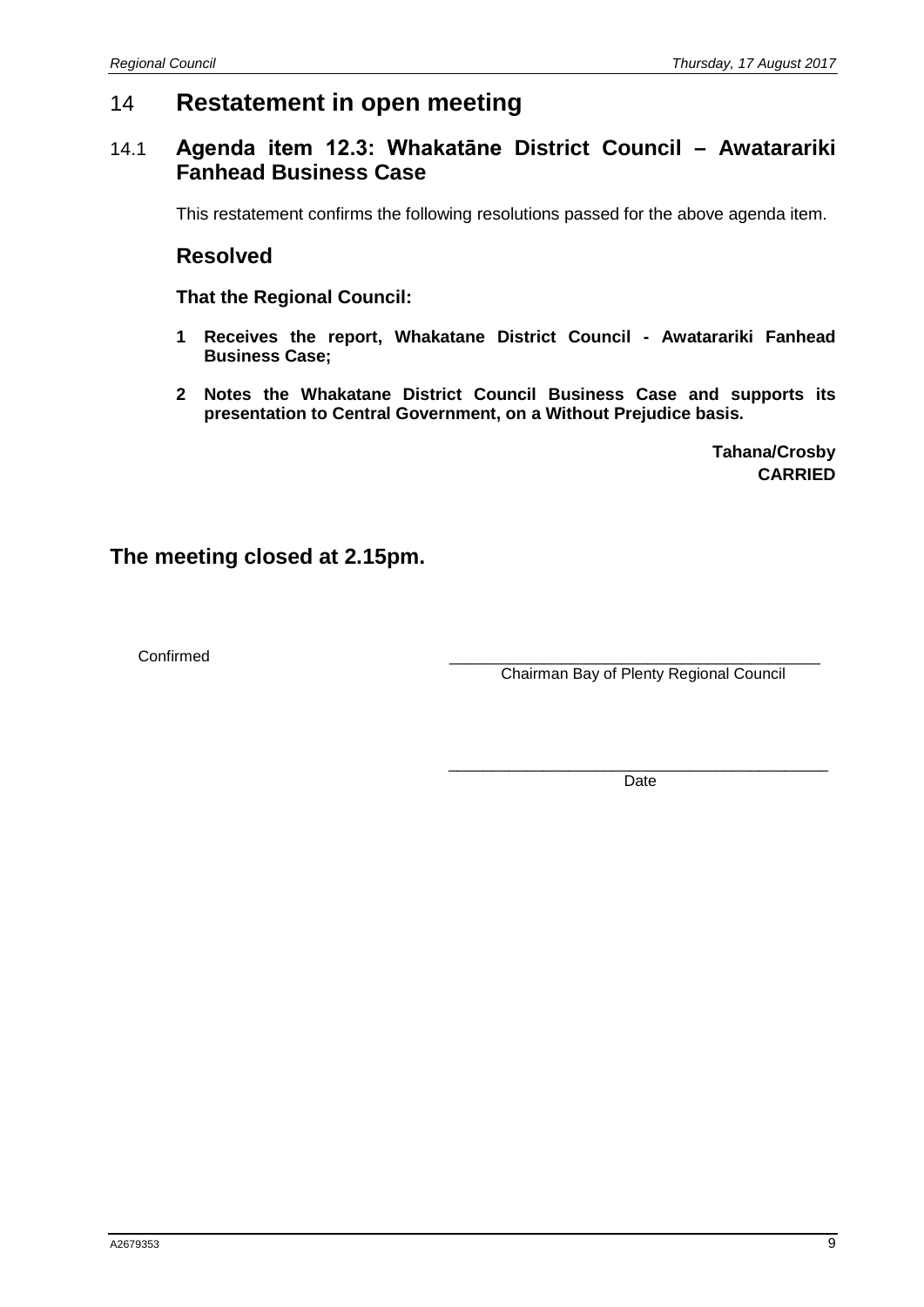## 14 Restatement in open meeting

### 14.1 Agenda item 12.3: Whakatāne District Council – Awatarariki Fanhead Business Case

This restatement confirms the following resolutions passed for the above agenda item.

### Resolved

**That the Regional Council:**

1. **Receives the report, Whakatane District Council - Awatarariki Fanhead Business Case;**
2. **Notes the Whakatane District Council Business Case and supports its presentation to Central Government, on a Without Prejudice basis.**

**Tahana/Crosby**
**CARRIED**

## The meeting closed at 2.15pm.

Confirmed

_____________________________________________
Chairman Bay of Plenty Regional Council

_____________________________________________
Date